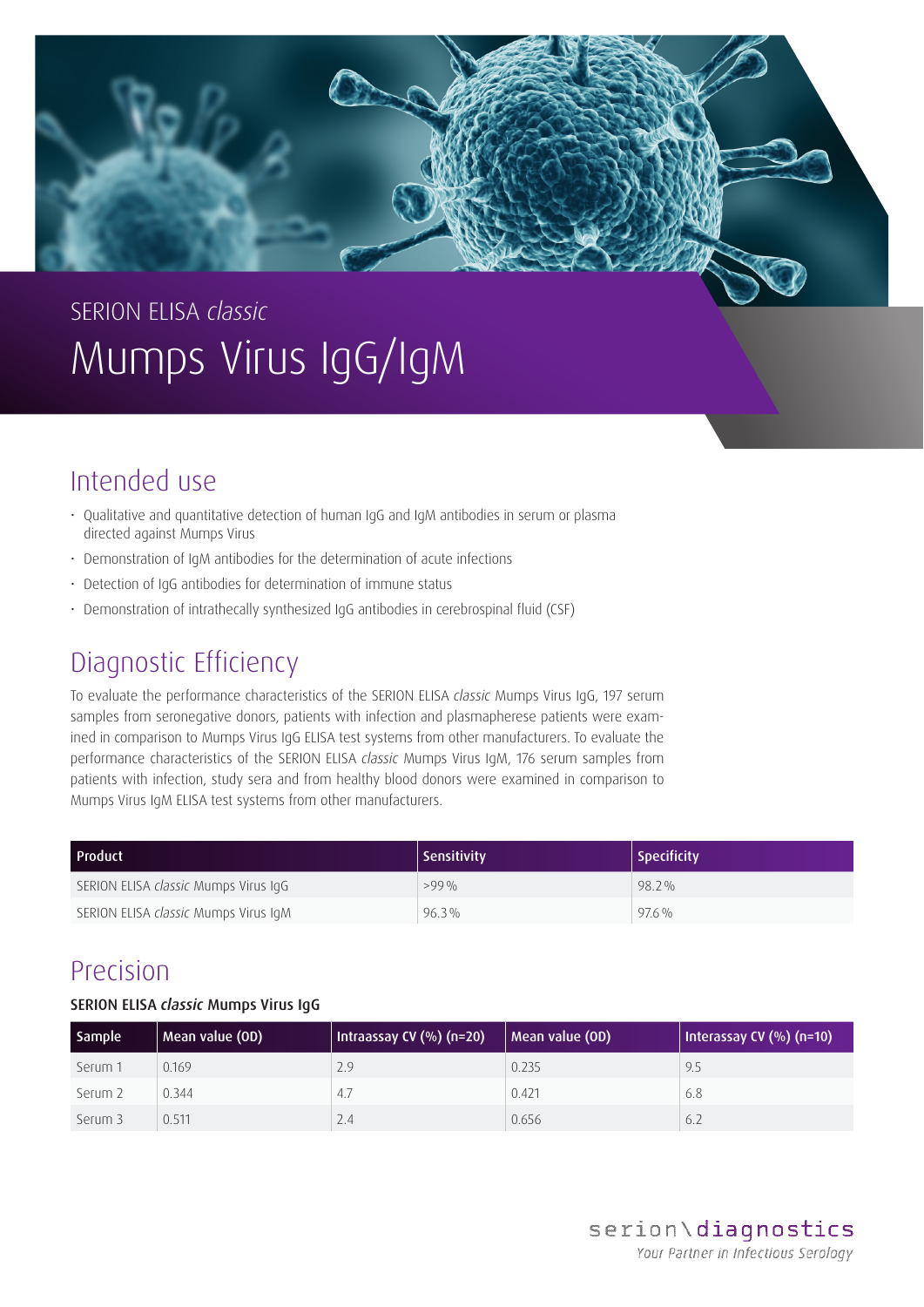SERION ELISA *classic*

# Mumps Virus IgG/IgM

## Intended use

- Qualitative and quantitative detection of human IgG and IgM antibodies in serum or plasma directed against Mumps Virus
- Demonstration of IgM antibodies for the determination of acute infections
- Detection of IgG antibodies for determination of immune status
- Demonstration of intrathecally synthesized IgG antibodies in cerebrospinal fluid (CSF)

## Diagnostic Efficiency

To evaluate the performance characteristics of the SERION ELISA *classic* Mumps Virus IgG, 197 serum samples from seronegative donors, patients with infection and plasmapherese patients were examined in comparison to Mumps Virus IgG ELISA test systems from other manufacturers. To evaluate the performance characteristics of the SERION ELISA *classic* Mumps Virus IgM, 176 serum samples from patients with infection, study sera and from healthy blood donors were examined in comparison to Mumps Virus IgM ELISA test systems from other manufacturers.

| Product | Sensitivity | Specificity |
|---|---|---|
| SERION ELISA *classic* Mumps Virus IgG | >99 % | 98.2 % |
| SERION ELISA *classic* Mumps Virus IgM | 96.3 % | 97.6 % |

## Precision

**SERION ELISA *classic* Mumps Virus IgG**

| Sample | Mean value (OD) | Intraassay CV (%) (n=20) | Mean value (OD) | Interassay CV (%) (n=10) |
|---|---|---|---|---|
| Serum 1 | 0.169 | 2.9 | 0.235 | 9.5 |
| Serum 2 | 0.344 | 4.7 | 0.421 | 6.8 |
| Serum 3 | 0.511 | 2.4 | 0.656 | 6.2 |

serion\diagnostics
*Your Partner in Infectious Serology*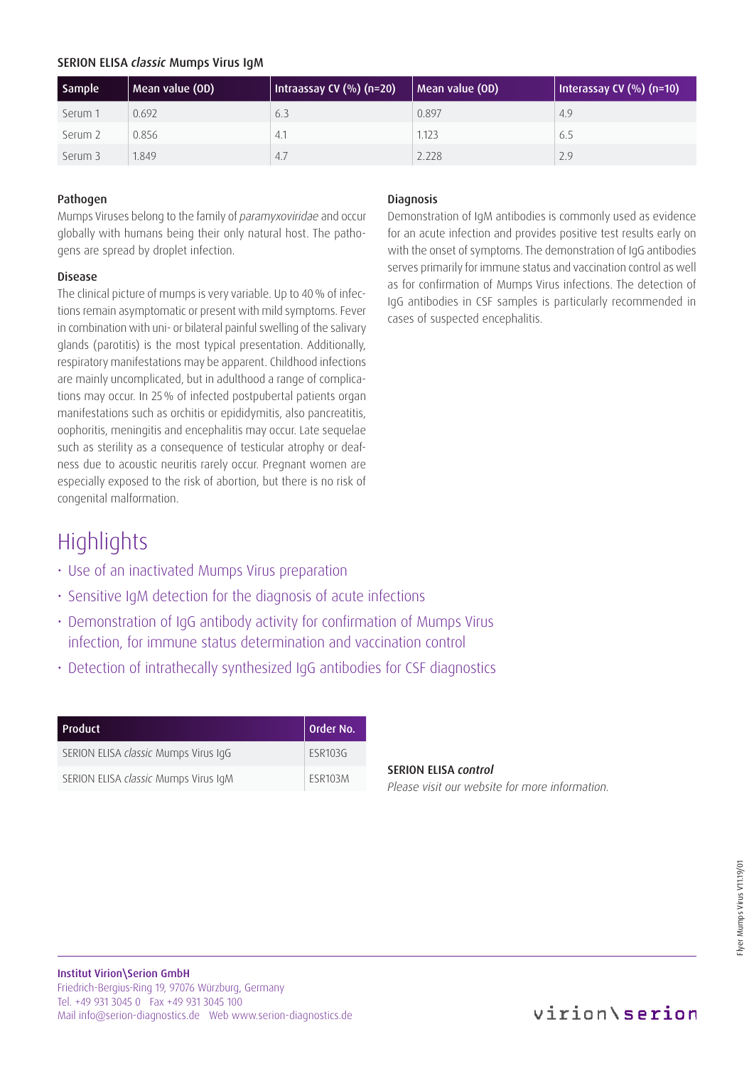SERION ELISA *classic* Mumps Virus IgM

| Sample | Mean value (OD) | Intraassay CV (%) (n=20) | Mean value (OD) | Interassay CV (%) (n=10) |
|---|---|---|---|---|
| Serum 1 | 0.692 | 6.3 | 0.897 | 4.9 |
| Serum 2 | 0.856 | 4.1 | 1.123 | 6.5 |
| Serum 3 | 1.849 | 4.7 | 2.228 | 2.9 |

### Pathogen

Mumps Viruses belong to the family of *paramyxoviridae* and occur globally with humans being their only natural host. The pathogens are spread by droplet infection.

### Disease

The clinical picture of mumps is very variable. Up to 40 % of infections remain asymptomatic or present with mild symptoms. Fever in combination with uni- or bilateral painful swelling of the salivary glands (parotitis) is the most typical presentation. Additionally, respiratory manifestations may be apparent. Childhood infections are mainly uncomplicated, but in adulthood a range of complications may occur. In 25 % of infected postpubertal patients organ manifestations such as orchitis or epididymitis, also pancreatitis, oophoritis, meningitis and encephalitis may occur. Late sequelae such as sterility as a consequence of testicular atrophy or deafness due to acoustic neuritis rarely occur. Pregnant women are especially exposed to the risk of abortion, but there is no risk of congenital malformation.

### Diagnosis

Demonstration of IgM antibodies is commonly used as evidence for an acute infection and provides positive test results early on with the onset of symptoms. The demonstration of IgG antibodies serves primarily for immune status and vaccination control as well as for confirmation of Mumps Virus infections. The detection of IgG antibodies in CSF samples is particularly recommended in cases of suspected encephalitis.

## Highlights

- Use of an inactivated Mumps Virus preparation
- Sensitive IgM detection for the diagnosis of acute infections
- Demonstration of IgG antibody activity for confirmation of Mumps Virus infection, for immune status determination and vaccination control
- Detection of intrathecally synthesized IgG antibodies for CSF diagnostics

| Product | Order No. |
|---|---|
| SERION ELISA *classic* Mumps Virus IgG | ESR103G |
| SERION ELISA *classic* Mumps Virus IgM | ESR103M |

**SERION ELISA *control***
*Please visit our website for more information.*

Flyer Mumps Virus V11.19/01

**Institut Virion\Serion GmbH**
Friedrich-Bergius-Ring 19, 97076 Würzburg, Germany
Tel. +49 931 3045 0 Fax +49 931 3045 100
Mail info@serion-diagnostics.de Web www.serion-diagnostics.de

virion\serion